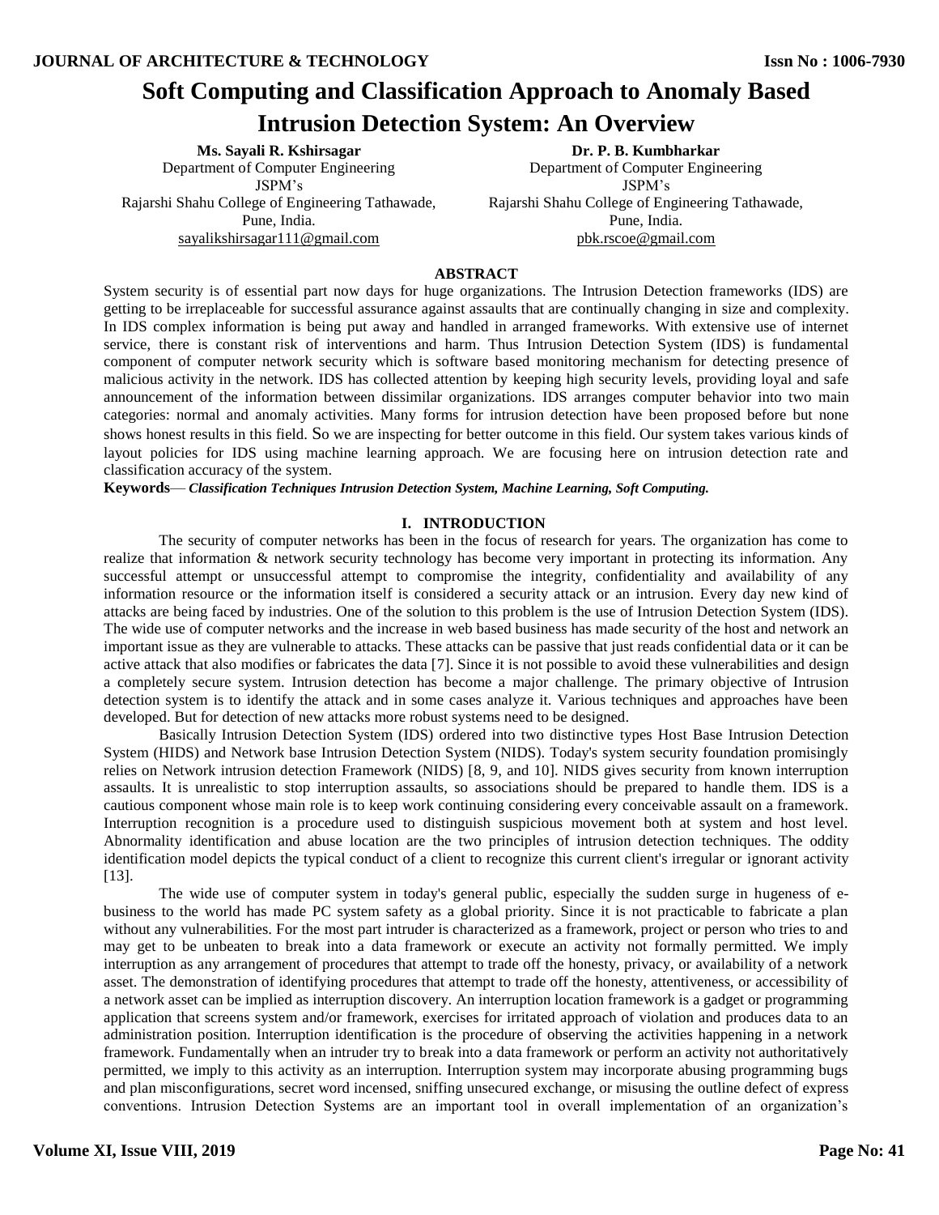# Soft Computing and Classification Approach to Anomaly Based Intrusion Detection System: An Overview

**Ms. Sayali R. Kshirsagar**
Department of Computer Engineering
JSPM's
Rajarshi Shahu College of Engineering Tathawade,
Pune, India.
sayalikshirsagar111@gmail.com

**Dr. P. B. Kumbharkar**
Department of Computer Engineering
JSPM's
Rajarshi Shahu College of Engineering Tathawade,
Pune, India.
pbk.rscoe@gmail.com

## ABSTRACT

System security is of essential part now days for huge organizations. The Intrusion Detection frameworks (IDS) are getting to be irreplaceable for successful assurance against assaults that are continually changing in size and complexity. In IDS complex information is being put away and handled in arranged frameworks. With extensive use of internet service, there is constant risk of interventions and harm. Thus Intrusion Detection System (IDS) is fundamental component of computer network security which is software based monitoring mechanism for detecting presence of malicious activity in the network. IDS has collected attention by keeping high security levels, providing loyal and safe announcement of the information between dissimilar organizations. IDS arranges computer behavior into two main categories: normal and anomaly activities. Many forms for intrusion detection have been proposed before but none shows honest results in this field. So we are inspecting for better outcome in this field. Our system takes various kinds of layout policies for IDS using machine learning approach. We are focusing here on intrusion detection rate and classification accuracy of the system.

**Keywords**— ***Classification Techniques Intrusion Detection System, Machine Learning, Soft Computing.***

## I. INTRODUCTION

The security of computer networks has been in the focus of research for years. The organization has come to realize that information & network security technology has become very important in protecting its information. Any successful attempt or unsuccessful attempt to compromise the integrity, confidentiality and availability of any information resource or the information itself is considered a security attack or an intrusion. Every day new kind of attacks are being faced by industries. One of the solution to this problem is the use of Intrusion Detection System (IDS). The wide use of computer networks and the increase in web based business has made security of the host and network an important issue as they are vulnerable to attacks. These attacks can be passive that just reads confidential data or it can be active attack that also modifies or fabricates the data [7]. Since it is not possible to avoid these vulnerabilities and design a completely secure system. Intrusion detection has become a major challenge. The primary objective of Intrusion detection system is to identify the attack and in some cases analyze it. Various techniques and approaches have been developed. But for detection of new attacks more robust systems need to be designed.

Basically Intrusion Detection System (IDS) ordered into two distinctive types Host Base Intrusion Detection System (HIDS) and Network base Intrusion Detection System (NIDS). Today's system security foundation promisingly relies on Network intrusion detection Framework (NIDS) [8, 9, and 10]. NIDS gives security from known interruption assaults. It is unrealistic to stop interruption assaults, so associations should be prepared to handle them. IDS is a cautious component whose main role is to keep work continuing considering every conceivable assault on a framework. Interruption recognition is a procedure used to distinguish suspicious movement both at system and host level. Abnormality identification and abuse location are the two principles of intrusion detection techniques. The oddity identification model depicts the typical conduct of a client to recognize this current client's irregular or ignorant activity [13].

The wide use of computer system in today's general public, especially the sudden surge in hugeness of e-business to the world has made PC system safety as a global priority. Since it is not practicable to fabricate a plan without any vulnerabilities. For the most part intruder is characterized as a framework, project or person who tries to and may get to be unbeaten to break into a data framework or execute an activity not formally permitted. We imply interruption as any arrangement of procedures that attempt to trade off the honesty, privacy, or availability of a network asset. The demonstration of identifying procedures that attempt to trade off the honesty, attentiveness, or accessibility of a network asset can be implied as interruption discovery. An interruption location framework is a gadget or programming application that screens system and/or framework, exercises for irritated approach of violation and produces data to an administration position. Interruption identification is the procedure of observing the activities happening in a network framework. Fundamentally when an intruder try to break into a data framework or perform an activity not authoritatively permitted, we imply to this activity as an interruption. Interruption system may incorporate abusing programming bugs and plan misconfigurations, secret word incensed, sniffing unsecured exchange, or misusing the outline defect of express conventions. Intrusion Detection Systems are an important tool in overall implementation of an organization's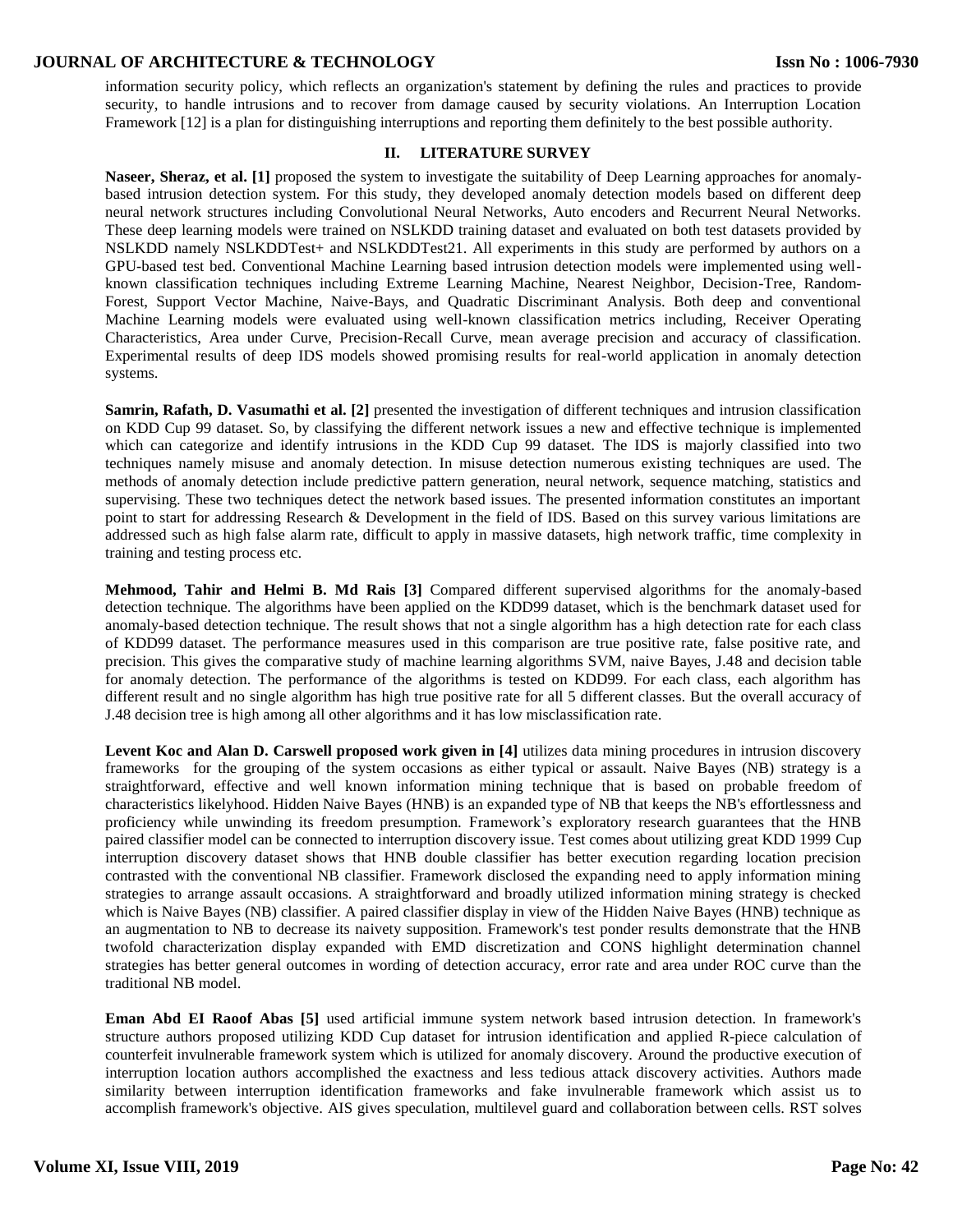information security policy, which reflects an organization's statement by defining the rules and practices to provide security, to handle intrusions and to recover from damage caused by security violations. An Interruption Location Framework [12] is a plan for distinguishing interruptions and reporting them definitely to the best possible authority.

## II. LITERATURE SURVEY

**Naseer, Sheraz, et al. [1]** proposed the system to investigate the suitability of Deep Learning approaches for anomaly-based intrusion detection system. For this study, they developed anomaly detection models based on different deep neural network structures including Convolutional Neural Networks, Auto encoders and Recurrent Neural Networks. These deep learning models were trained on NSLKDD training dataset and evaluated on both test datasets provided by NSLKDD namely NSLKDDTest+ and NSLKDDTest21. All experiments in this study are performed by authors on a GPU-based test bed. Conventional Machine Learning based intrusion detection models were implemented using well-known classification techniques including Extreme Learning Machine, Nearest Neighbor, Decision-Tree, Random-Forest, Support Vector Machine, Naive-Bays, and Quadratic Discriminant Analysis. Both deep and conventional Machine Learning models were evaluated using well-known classification metrics including, Receiver Operating Characteristics, Area under Curve, Precision-Recall Curve, mean average precision and accuracy of classification. Experimental results of deep IDS models showed promising results for real-world application in anomaly detection systems.

**Samrin, Rafath, D. Vasumathi et al. [2]** presented the investigation of different techniques and intrusion classification on KDD Cup 99 dataset. So, by classifying the different network issues a new and effective technique is implemented which can categorize and identify intrusions in the KDD Cup 99 dataset. The IDS is majorly classified into two techniques namely misuse and anomaly detection. In misuse detection numerous existing techniques are used. The methods of anomaly detection include predictive pattern generation, neural network, sequence matching, statistics and supervising. These two techniques detect the network based issues. The presented information constitutes an important point to start for addressing Research & Development in the field of IDS. Based on this survey various limitations are addressed such as high false alarm rate, difficult to apply in massive datasets, high network traffic, time complexity in training and testing process etc.

**Mehmood, Tahir and Helmi B. Md Rais [3]** Compared different supervised algorithms for the anomaly-based detection technique. The algorithms have been applied on the KDD99 dataset, which is the benchmark dataset used for anomaly-based detection technique. The result shows that not a single algorithm has a high detection rate for each class of KDD99 dataset. The performance measures used in this comparison are true positive rate, false positive rate, and precision. This gives the comparative study of machine learning algorithms SVM, naive Bayes, J.48 and decision table for anomaly detection. The performance of the algorithms is tested on KDD99. For each class, each algorithm has different result and no single algorithm has high true positive rate for all 5 different classes. But the overall accuracy of J.48 decision tree is high among all other algorithms and it has low misclassification rate.

**Levent Koc and Alan D. Carswell proposed work given in [4]** utilizes data mining procedures in intrusion discovery frameworks for the grouping of the system occasions as either typical or assault. Naive Bayes (NB) strategy is a straightforward, effective and well known information mining technique that is based on probable freedom of characteristics likelyhood. Hidden Naive Bayes (HNB) is an expanded type of NB that keeps the NB's effortlessness and proficiency while unwinding its freedom presumption. Framework's exploratory research guarantees that the HNB paired classifier model can be connected to interruption discovery issue. Test comes about utilizing great KDD 1999 Cup interruption discovery dataset shows that HNB double classifier has better execution regarding location precision contrasted with the conventional NB classifier. Framework disclosed the expanding need to apply information mining strategies to arrange assault occasions. A straightforward and broadly utilized information mining strategy is checked which is Naive Bayes (NB) classifier. A paired classifier display in view of the Hidden Naive Bayes (HNB) technique as an augmentation to NB to decrease its naivety supposition. Framework's test ponder results demonstrate that the HNB twofold characterization display expanded with EMD discretization and CONS highlight determination channel strategies has better general outcomes in wording of detection accuracy, error rate and area under ROC curve than the traditional NB model.

**Eman Abd El Raoof Abas [5]** used artificial immune system network based intrusion detection. In framework's structure authors proposed utilizing KDD Cup dataset for intrusion identification and applied R-piece calculation of counterfeit invulnerable framework system which is utilized for anomaly discovery. Around the productive execution of interruption location authors accomplished the exactness and less tedious attack discovery activities. Authors made similarity between interruption identification frameworks and fake invulnerable framework which assist us to accomplish framework's objective. AIS gives speculation, multilevel guard and collaboration between cells. RST solves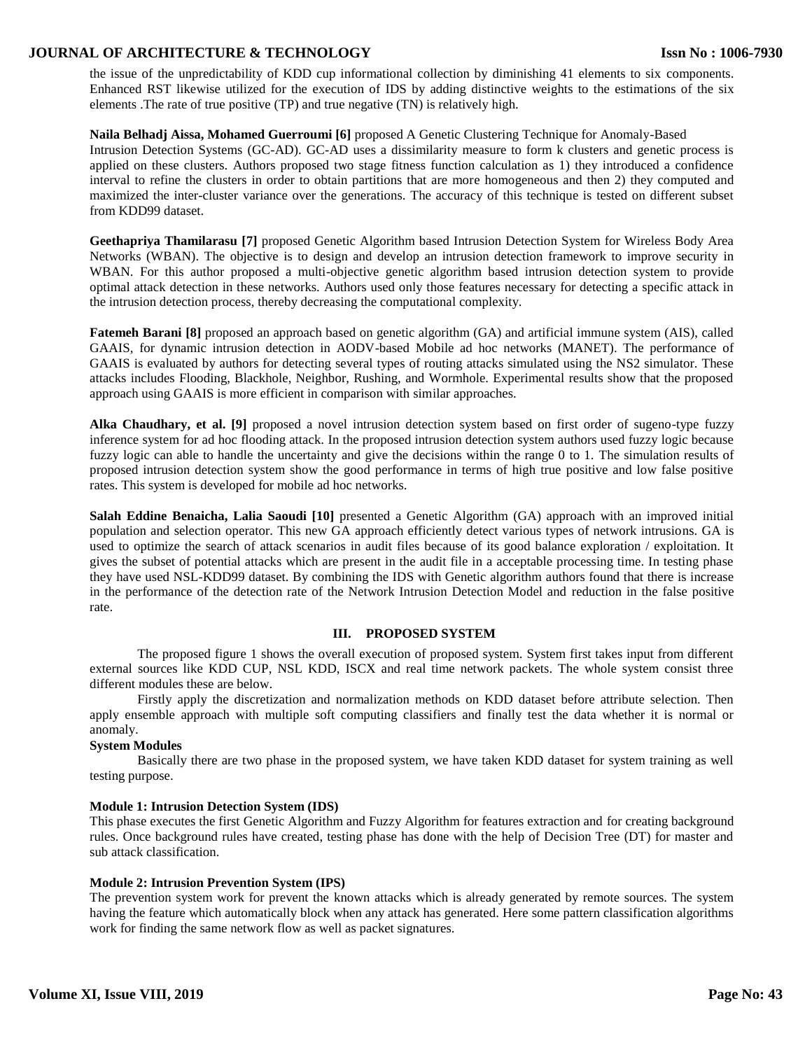the issue of the unpredictability of KDD cup informational collection by diminishing 41 elements to six components. Enhanced RST likewise utilized for the execution of IDS by adding distinctive weights to the estimations of the six elements .The rate of true positive (TP) and true negative (TN) is relatively high.

**Naila Belhadj Aissa, Mohamed Guerroumi [6]** proposed A Genetic Clustering Technique for Anomaly-Based Intrusion Detection Systems (GC-AD). GC-AD uses a dissimilarity measure to form k clusters and genetic process is applied on these clusters. Authors proposed two stage fitness function calculation as 1) they introduced a confidence interval to refine the clusters in order to obtain partitions that are more homogeneous and then 2) they computed and maximized the inter-cluster variance over the generations. The accuracy of this technique is tested on different subset from KDD99 dataset.

**Geethapriya Thamilarasu [7]** proposed Genetic Algorithm based Intrusion Detection System for Wireless Body Area Networks (WBAN). The objective is to design and develop an intrusion detection framework to improve security in WBAN. For this author proposed a multi-objective genetic algorithm based intrusion detection system to provide optimal attack detection in these networks. Authors used only those features necessary for detecting a specific attack in the intrusion detection process, thereby decreasing the computational complexity.

**Fatemeh Barani [8]** proposed an approach based on genetic algorithm (GA) and artificial immune system (AIS), called GAAIS, for dynamic intrusion detection in AODV-based Mobile ad hoc networks (MANET). The performance of GAAIS is evaluated by authors for detecting several types of routing attacks simulated using the NS2 simulator. These attacks includes Flooding, Blackhole, Neighbor, Rushing, and Wormhole. Experimental results show that the proposed approach using GAAIS is more efficient in comparison with similar approaches.

**Alka Chaudhary, et al. [9]** proposed a novel intrusion detection system based on first order of sugeno-type fuzzy inference system for ad hoc flooding attack. In the proposed intrusion detection system authors used fuzzy logic because fuzzy logic can able to handle the uncertainty and give the decisions within the range 0 to 1. The simulation results of proposed intrusion detection system show the good performance in terms of high true positive and low false positive rates. This system is developed for mobile ad hoc networks.

**Salah Eddine Benaicha, Lalia Saoudi [10]** presented a Genetic Algorithm (GA) approach with an improved initial population and selection operator. This new GA approach efficiently detect various types of network intrusions. GA is used to optimize the search of attack scenarios in audit files because of its good balance exploration / exploitation. It gives the subset of potential attacks which are present in the audit file in a acceptable processing time. In testing phase they have used NSL-KDD99 dataset. By combining the IDS with Genetic algorithm authors found that there is increase in the performance of the detection rate of the Network Intrusion Detection Model and reduction in the false positive rate.

## III. PROPOSED SYSTEM

The proposed figure 1 shows the overall execution of proposed system. System first takes input from different external sources like KDD CUP, NSL KDD, ISCX and real time network packets. The whole system consist three different modules these are below.

Firstly apply the discretization and normalization methods on KDD dataset before attribute selection. Then apply ensemble approach with multiple soft computing classifiers and finally test the data whether it is normal or anomaly.

**System Modules**

Basically there are two phase in the proposed system, we have taken KDD dataset for system training as well testing purpose.

**Module 1: Intrusion Detection System (IDS)**

This phase executes the first Genetic Algorithm and Fuzzy Algorithm for features extraction and for creating background rules. Once background rules have created, testing phase has done with the help of Decision Tree (DT) for master and sub attack classification.

**Module 2: Intrusion Prevention System (IPS)**

The prevention system work for prevent the known attacks which is already generated by remote sources. The system having the feature which automatically block when any attack has generated. Here some pattern classification algorithms work for finding the same network flow as well as packet signatures.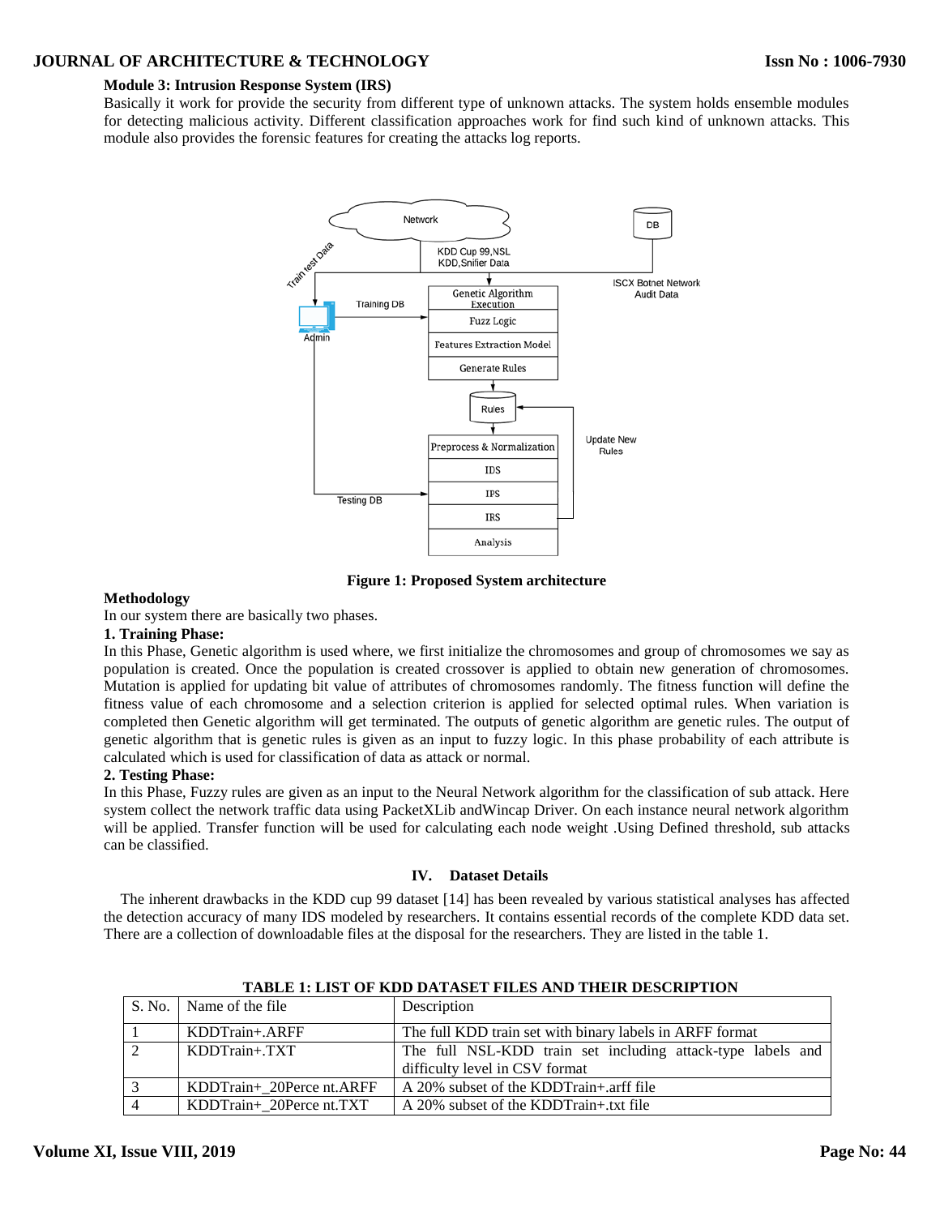**Module 3: Intrusion Response System (IRS)**

Basically it work for provide the security from different type of unknown attacks. The system holds ensemble modules for detecting malicious activity. Different classification approaches work for find such kind of unknown attacks. This module also provides the forensic features for creating the attacks log reports.

**Figure 1: Proposed System architecture**

**Methodology**

In our system there are basically two phases.

**1. Training Phase:**

In this Phase, Genetic algorithm is used where, we first initialize the chromosomes and group of chromosomes we say as population is created. Once the population is created crossover is applied to obtain new generation of chromosomes. Mutation is applied for updating bit value of attributes of chromosomes randomly. The fitness function will define the fitness value of each chromosome and a selection criterion is applied for selected optimal rules. When variation is completed then Genetic algorithm will get terminated. The outputs of genetic algorithm are genetic rules. The output of genetic algorithm that is genetic rules is given as an input to fuzzy logic. In this phase probability of each attribute is calculated which is used for classification of data as attack or normal.

**2. Testing Phase:**

In this Phase, Fuzzy rules are given as an input to the Neural Network algorithm for the classification of sub attack. Here system collect the network traffic data using PacketXLib andWincap Driver. On each instance neural network algorithm will be applied. Transfer function will be used for calculating each node weight .Using Defined threshold, sub attacks can be classified.

## IV. Dataset Details

The inherent drawbacks in the KDD cup 99 dataset [14] has been revealed by various statistical analyses has affected the detection accuracy of many IDS modeled by researchers. It contains essential records of the complete KDD data set. There are a collection of downloadable files at the disposal for the researchers. They are listed in the table 1.

**TABLE 1: LIST OF KDD DATASET FILES AND THEIR DESCRIPTION**

| S. No. | Name of the file | Description |
|---|---|---|
| 1 | KDDTrain+.ARFF | The full KDD train set with binary labels in ARFF format |
| 2 | KDDTrain+.TXT | The full NSL-KDD train set including attack-type labels and difficulty level in CSV format |
| 3 | KDDTrain+_20Perce nt.ARFF | A 20% subset of the KDDTrain+.arff file |
| 4 | KDDTrain+_20Perce nt.TXT | A 20% subset of the KDDTrain+.txt file |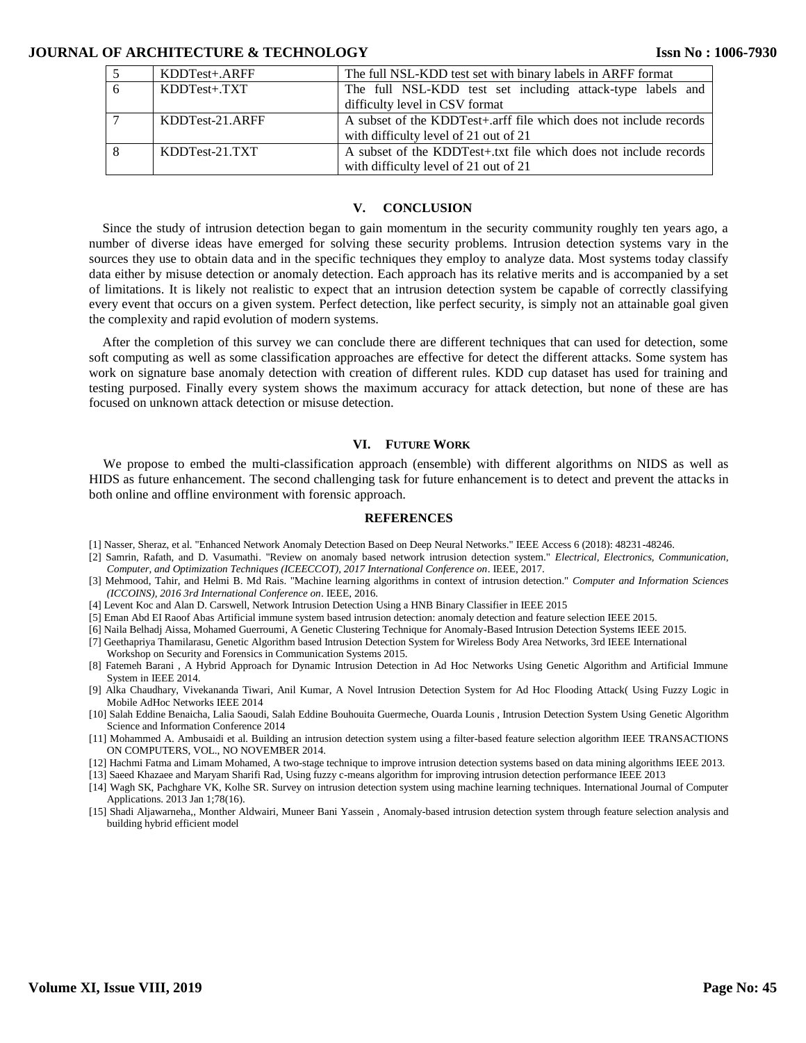| | | |
|---|---|---|
| 5 | KDDTest+.ARFF | The full NSL-KDD test set with binary labels in ARFF format |
| 6 | KDDTest+.TXT | The full NSL-KDD test set including attack-type labels and difficulty level in CSV format |
| 7 | KDDTest-21.ARFF | A subset of the KDDTest+.arff file which does not include records with difficulty level of 21 out of 21 |
| 8 | KDDTest-21.TXT | A subset of the KDDTest+.txt file which does not include records with difficulty level of 21 out of 21 |

## V. CONCLUSION

Since the study of intrusion detection began to gain momentum in the security community roughly ten years ago, a number of diverse ideas have emerged for solving these security problems. Intrusion detection systems vary in the sources they use to obtain data and in the specific techniques they employ to analyze data. Most systems today classify data either by misuse detection or anomaly detection. Each approach has its relative merits and is accompanied by a set of limitations. It is likely not realistic to expect that an intrusion detection system be capable of correctly classifying every event that occurs on a given system. Perfect detection, like perfect security, is simply not an attainable goal given the complexity and rapid evolution of modern systems.

After the completion of this survey we can conclude there are different techniques that can used for detection, some soft computing as well as some classification approaches are effective for detect the different attacks. Some system has work on signature base anomaly detection with creation of different rules. KDD cup dataset has used for training and testing purposed. Finally every system shows the maximum accuracy for attack detection, but none of these are has focused on unknown attack detection or misuse detection.

## VI. FUTURE WORK

We propose to embed the multi-classification approach (ensemble) with different algorithms on NIDS as well as HIDS as future enhancement. The second challenging task for future enhancement is to detect and prevent the attacks in both online and offline environment with forensic approach.

## REFERENCES

[1] Nasser, Sheraz, et al. "Enhanced Network Anomaly Detection Based on Deep Neural Networks." IEEE Access 6 (2018): 48231-48246.

[2] Samrin, Rafath, and D. Vasumathi. "Review on anomaly based network intrusion detection system." *Electrical, Electronics, Communication, Computer, and Optimization Techniques (ICEECCOT), 2017 International Conference on*. IEEE, 2017.

[3] Mehmood, Tahir, and Helmi B. Md Rais. "Machine learning algorithms in context of intrusion detection." *Computer and Information Sciences (ICCOINS), 2016 3rd International Conference on*. IEEE, 2016.

[4] Levent Koc and Alan D. Carswell, Network Intrusion Detection Using a HNB Binary Classifier in IEEE 2015

[5] Eman Abd EI Raoof Abas Artificial immune system based intrusion detection: anomaly detection and feature selection IEEE 2015.

[6] Naila Belhadj Aissa, Mohamed Guerroumi, A Genetic Clustering Technique for Anomaly-Based Intrusion Detection Systems IEEE 2015.

[7] Geethapriya Thamilarasu, Genetic Algorithm based Intrusion Detection System for Wireless Body Area Networks, 3rd IEEE International Workshop on Security and Forensics in Communication Systems 2015.

[8] Fatemeh Barani , A Hybrid Approach for Dynamic Intrusion Detection in Ad Hoc Networks Using Genetic Algorithm and Artificial Immune System in IEEE 2014.

[9] Alka Chaudhary, Vivekananda Tiwari, Anil Kumar, A Novel Intrusion Detection System for Ad Hoc Flooding Attack( Using Fuzzy Logic in Mobile AdHoc Networks IEEE 2014

[10] Salah Eddine Benaicha, Lalia Saoudi, Salah Eddine Bouhouita Guermeche, Ouarda Lounis , Intrusion Detection System Using Genetic Algorithm Science and Information Conference 2014

[11] Mohammed A. Ambusaidi et al. Building an intrusion detection system using a filter-based feature selection algorithm IEEE TRANSACTIONS ON COMPUTERS, VOL., NO NOVEMBER 2014.

[12] Hachmi Fatma and Limam Mohamed, A two-stage technique to improve intrusion detection systems based on data mining algorithms IEEE 2013.

[13] Saeed Khazaee and Maryam Sharifi Rad, Using fuzzy c-means algorithm for improving intrusion detection performance IEEE 2013

[14] Wagh SK, Pachghare VK, Kolhe SR. Survey on intrusion detection system using machine learning techniques. International Journal of Computer Applications. 2013 Jan 1;78(16).

[15] Shadi Aljawarneha,, Monther Aldwairi, Muneer Bani Yassein , Anomaly-based intrusion detection system through feature selection analysis and building hybrid efficient model